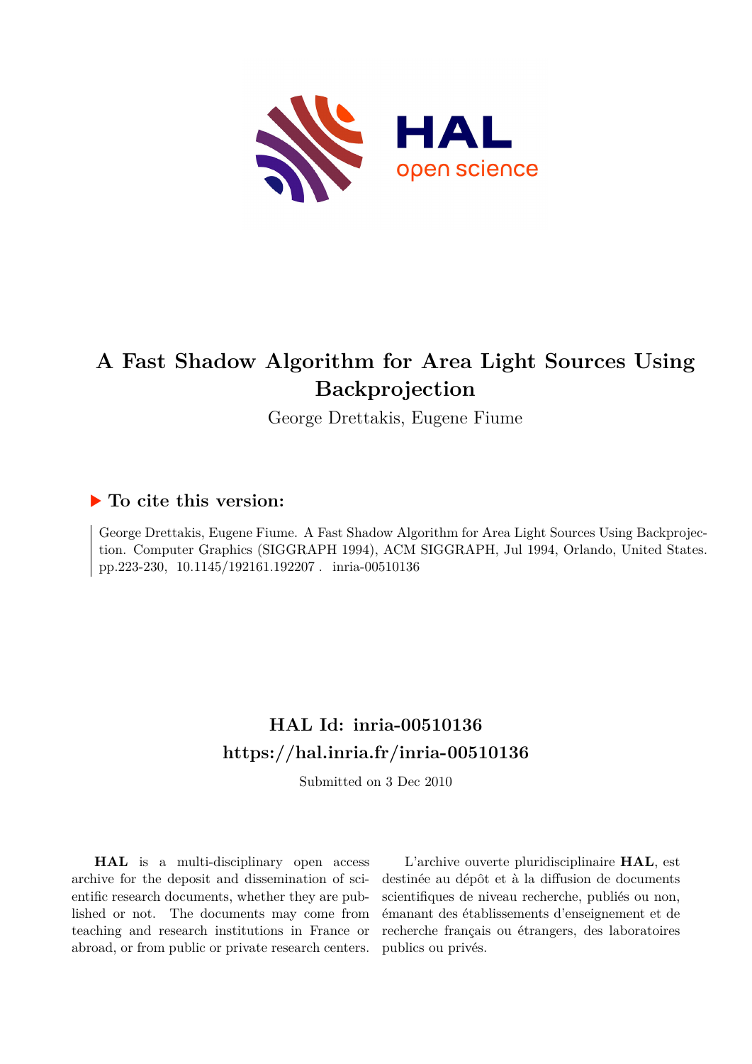# A Fast Shadow Algorithm for Area Light Sources Using Backprojection

George Drettakis, Eugene Fiume

## ▶ To cite this version:

George Drettakis, Eugene Fiume. A Fast Shadow Algorithm for Area Light Sources Using Backprojection. Computer Graphics (SIGGRAPH 1994), ACM SIGGRAPH, Jul 1994, Orlando, United States. pp.223-230, 10.1145/192161.192207 . inria-00510136

## HAL Id: inria-00510136
## https://hal.inria.fr/inria-00510136

Submitted on 3 Dec 2010

**HAL** is a multi-disciplinary open access archive for the deposit and dissemination of scientific research documents, whether they are published or not. The documents may come from teaching and research institutions in France or abroad, or from public or private research centers.

L'archive ouverte pluridisciplinaire **HAL**, est destinée au dépôt et à la diffusion de documents scientifiques de niveau recherche, publiés ou non, émanant des établissements d'enseignement et de recherche français ou étrangers, des laboratoires publics ou privés.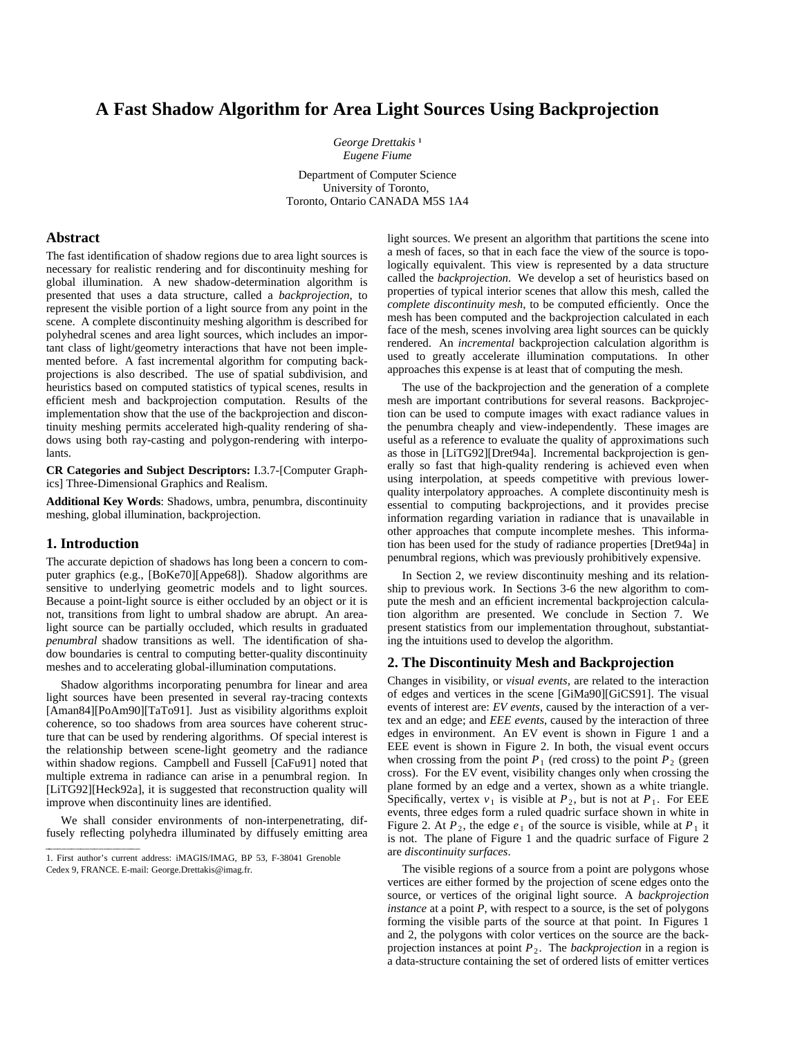# A Fast Shadow Algorithm for Area Light Sources Using Backprojection

*George Drettakis* [1]
*Eugene Fiume*

Department of Computer Science
University of Toronto,
Toronto, Ontario CANADA M5S 1A4

## Abstract

The fast identification of shadow regions due to area light sources is necessary for realistic rendering and for discontinuity meshing for global illumination. A new shadow-determination algorithm is presented that uses a data structure, called a *backprojection*, to represent the visible portion of a light source from any point in the scene. A complete discontinuity meshing algorithm is described for polyhedral scenes and area light sources, which includes an important class of light/geometry interactions that have not been implemented before. A fast incremental algorithm for computing backprojections is also described. The use of spatial subdivision, and heuristics based on computed statistics of typical scenes, results in efficient mesh and backprojection computation. Results of the implementation show that the use of the backprojection and discontinuity meshing permits accelerated high-quality rendering of shadows using both ray-casting and polygon-rendering with interpolants.

**CR Categories and Subject Descriptors:** I.3.7-[Computer Graphics] Three-Dimensional Graphics and Realism.

**Additional Key Words**: Shadows, umbra, penumbra, discontinuity meshing, global illumination, backprojection.

## 1. Introduction

The accurate depiction of shadows has long been a concern to computer graphics (e.g., [BoKe70][Appe68]). Shadow algorithms are sensitive to underlying geometric models and to light sources. Because a point-light source is either occluded by an object or it is not, transitions from light to umbral shadow are abrupt. An area-light source can be partially occluded, which results in graduated *penumbral* shadow transitions as well. The identification of shadow boundaries is central to computing better-quality discontinuity meshes and to accelerating global-illumination computations.

Shadow algorithms incorporating penumbra for linear and area light sources have been presented in several ray-tracing contexts [Aman84][PoAm90][TaTo91]. Just as visibility algorithms exploit coherence, so too shadows from area sources have coherent structure that can be used by rendering algorithms. Of special interest is the relationship between scene-light geometry and the radiance within shadow regions. Campbell and Fussell [CaFu91] noted that multiple extrema in radiance can arise in a penumbral region. In [LiTG92][Heck92a], it is suggested that reconstruction quality will improve when discontinuity lines are identified.

We shall consider environments of non-interpenetrating, diffusely reflecting polyhedra illuminated by diffusely emitting area light sources. We present an algorithm that partitions the scene into a mesh of faces, so that in each face the view of the source is topologically equivalent. This view is represented by a data structure called the *backprojection*. We develop a set of heuristics based on properties of typical interior scenes that allow this mesh, called the *complete discontinuity mesh*, to be computed efficiently. Once the mesh has been computed and the backprojection calculated in each face of the mesh, scenes involving area light sources can be quickly rendered. An *incremental* backprojection calculation algorithm is used to greatly accelerate illumination computations. In other approaches this expense is at least that of computing the mesh.

The use of the backprojection and the generation of a complete mesh are important contributions for several reasons. Backprojection can be used to compute images with exact radiance values in the penumbra cheaply and view-independently. These images are useful as a reference to evaluate the quality of approximations such as those in [LiTG92][Dret94a]. Incremental backprojection is generally so fast that high-quality rendering is achieved even when using interpolation, at speeds competitive with previous lower-quality interpolatory approaches. A complete discontinuity mesh is essential to computing backprojections, and it provides precise information regarding variation in radiance that is unavailable in other approaches that compute incomplete meshes. This information has been used for the study of radiance properties [Dret94a] in penumbral regions, which was previously prohibitively expensive.

In Section 2, we review discontinuity meshing and its relationship to previous work. In Sections 3-6 the new algorithm to compute the mesh and an efficient incremental backprojection calculation algorithm are presented. We conclude in Section 7. We present statistics from our implementation throughout, substantiating the intuitions used to develop the algorithm.

## 2. The Discontinuity Mesh and Backprojection

Changes in visibility, or *visual events*, are related to the interaction of edges and vertices in the scene [GiMa90][GiCS91]. The visual events of interest are: *EV events*, caused by the interaction of a vertex and an edge; and *EEE events*, caused by the interaction of three edges in environment. An EV event is shown in Figure 1 and a EEE event is shown in Figure 2. In both, the visual event occurs when crossing from the point $P_1$ (red cross) to the point $P_2$ (green cross). For the EV event, visibility changes only when crossing the plane formed by an edge and a vertex, shown as a white triangle. Specifically, vertex $v_1$ is visible at $P_2$, but is not at $P_1$. For EEE events, three edges form a ruled quadric surface shown in white in Figure 2. At $P_2$, the edge $e_1$ of the source is visible, while at $P_1$ it is not. The plane of Figure 1 and the quadric surface of Figure 2 are *discontinuity surfaces*.

The visible regions of a source from a point are polygons whose vertices are either formed by the projection of scene edges onto the source, or vertices of the original light source. A *backprojection instance* at a point *P*, with respect to a source, is the set of polygons forming the visible parts of the source at that point. In Figures 1 and 2, the polygons with color vertices on the source are the backprojection instances at point $P_2$. The *backprojection* in a region is a data-structure containing the set of ordered lists of emitter vertices

---

1. First author's current address: iMAGIS/IMAG, BP 53, F-38041 Grenoble Cedex 9, FRANCE. E-mail: George.Drettakis@imag.fr.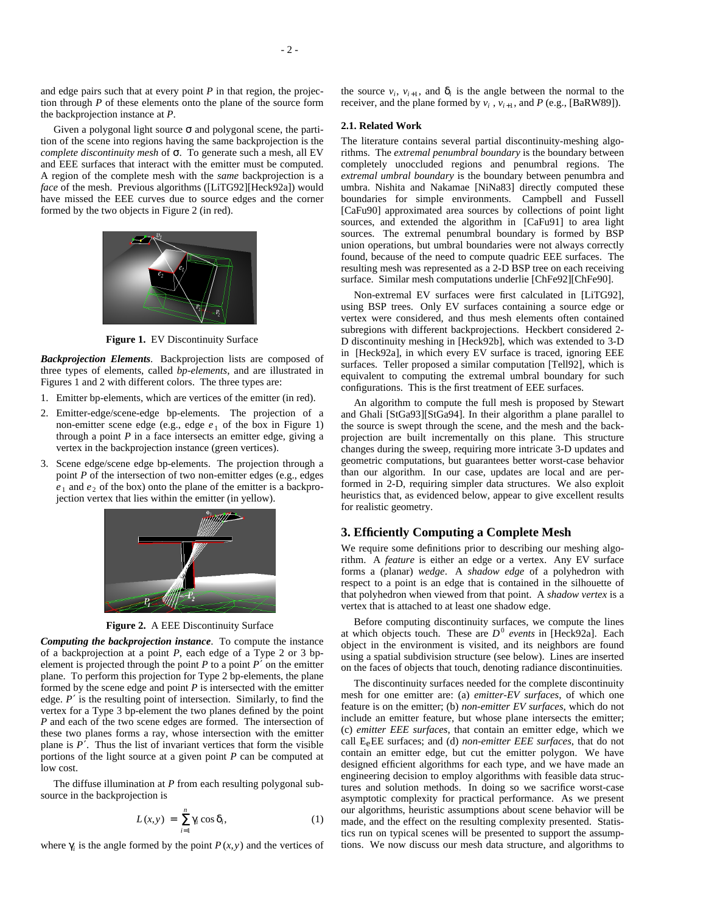and edge pairs such that at every point $P$ in that region, the projection through $P$ of these elements onto the plane of the source form the backprojection instance at $P$.

Given a polygonal light source σ and polygonal scene, the partition of the scene into regions having the same backprojection is the *complete discontinuity mesh* of σ. To generate such a mesh, all EV and EEE surfaces that interact with the emitter must be computed. A region of the complete mesh with the *same* backprojection is a *face* of the mesh. Previous algorithms ([LiTG92][Heck92a]) would have missed the EEE curves due to source edges and the corner formed by the two objects in Figure 2 (in red).

**Figure 1.** EV Discontinuity Surface

***Backprojection Elements***. Backprojection lists are composed of three types of elements, called *bp-elements*, and are illustrated in Figures 1 and 2 with different colors. The three types are:

1. Emitter bp-elements, which are vertices of the emitter (in red).
2. Emitter-edge/scene-edge bp-elements. The projection of a non-emitter scene edge (e.g., edge $e_1$ of the box in Figure 1) through a point $P$ in a face intersects an emitter edge, giving a vertex in the backprojection instance (green vertices).
3. Scene edge/scene edge bp-elements. The projection through a point $P$ of the intersection of two non-emitter edges (e.g., edges $e_1$ and $e_2$ of the box) onto the plane of the emitter is a backprojection vertex that lies within the emitter (in yellow).

**Figure 2.** A EEE Discontinuity Surface

***Computing the backprojection instance***. To compute the instance of a backprojection at a point $P$, each edge of a Type 2 or 3 bp-element is projected through the point $P$ to a point $P'$ on the emitter plane. To perform this projection for Type 2 bp-elements, the plane formed by the scene edge and point $P$ is intersected with the emitter edge. $P'$ is the resulting point of intersection. Similarly, to find the vertex for a Type 3 bp-element the two planes defined by the point $P$ and each of the two scene edges are formed. The intersection of these two planes forms a ray, whose intersection with the emitter plane is $P'$. Thus the list of invariant vertices that form the visible portions of the light source at a given point $P$ can be computed at low cost.

The diffuse illumination at $P$ from each resulting polygonal subsource in the backprojection is

$$L(x,y) = \sum_{i=1}^{n} \gamma_i \cos \delta_i, \qquad (1)$$

where $\gamma_i$ is the angle formed by the point $P(x,y)$ and the vertices of the source $v_i$, $v_{i+1}$, and $\delta_i$ is the angle between the normal to the receiver, and the plane formed by $v_i$, $v_{i+1}$, and $P$ (e.g., [BaRW89]).

### 2.1. Related Work

The literature contains several partial discontinuity-meshing algorithms. The *extremal penumbral boundary* is the boundary between completely unoccluded regions and penumbral regions. The *extremal umbral boundary* is the boundary between penumbra and umbra. Nishita and Nakamae [NiNa83] directly computed these boundaries for simple environments. Campbell and Fussell [CaFu90] approximated area sources by collections of point light sources, and extended the algorithm in [CaFu91] to area light sources. The extremal penumbral boundary is formed by BSP union operations, but umbral boundaries were not always correctly found, because of the need to compute quadric EEE surfaces. The resulting mesh was represented as a 2-D BSP tree on each receiving surface. Similar mesh computations underlie [ChFe92][ChFe90].

Non-extremal EV surfaces were first calculated in [LiTG92], using BSP trees. Only EV surfaces containing a source edge or vertex were considered, and thus mesh elements often contained subregions with different backprojections. Heckbert considered 2-D discontinuity meshing in [Heck92b], which was extended to 3-D in [Heck92a], in which every EV surface is traced, ignoring EEE surfaces. Teller proposed a similar computation [Tell92], which is equivalent to computing the extremal umbral boundary for such configurations. This is the first treatment of EEE surfaces.

An algorithm to compute the full mesh is proposed by Stewart and Ghali [StGa93][StGa94]. In their algorithm a plane parallel to the source is swept through the scene, and the mesh and the backprojection are built incrementally on this plane. This structure changes during the sweep, requiring more intricate 3-D updates and geometric computations, but guarantees better worst-case behavior than our algorithm. In our case, updates are local and are performed in 2-D, requiring simpler data structures. We also exploit heuristics that, as evidenced below, appear to give excellent results for realistic geometry.

## 3. Efficiently Computing a Complete Mesh

We require some definitions prior to describing our meshing algorithm. A *feature* is either an edge or a vertex. Any EV surface forms a (planar) *wedge*. A *shadow edge* of a polyhedron with respect to a point is an edge that is contained in the silhouette of that polyhedron when viewed from that point. A *shadow vertex* is a vertex that is attached to at least one shadow edge.

Before computing discontinuity surfaces, we compute the lines at which objects touch. These are $D^0$ *events* in [Heck92a]. Each object in the environment is visited, and its neighbors are found using a spatial subdivision structure (see below). Lines are inserted on the faces of objects that touch, denoting radiance discontinuities.

The discontinuity surfaces needed for the complete discontinuity mesh for one emitter are: (a) *emitter-EV surfaces*, of which one feature is on the emitter; (b) *non-emitter EV surfaces*, which do not include an emitter feature, but whose plane intersects the emitter; (c) *emitter EEE surfaces*, that contain an emitter edge, which we call $E_e$EE surfaces; and (d) *non-emitter EEE surfaces*, that do not contain an emitter edge, but cut the emitter polygon. We have designed efficient algorithms for each type, and we have made an engineering decision to employ algorithms with feasible data structures and solution methods. In doing so we sacrifice worst-case asymptotic complexity for practical performance. As we present our algorithms, heuristic assumptions about scene behavior will be made, and the effect on the resulting complexity presented. Statistics run on typical scenes will be presented to support the assumptions. We now discuss our mesh data structure, and algorithms to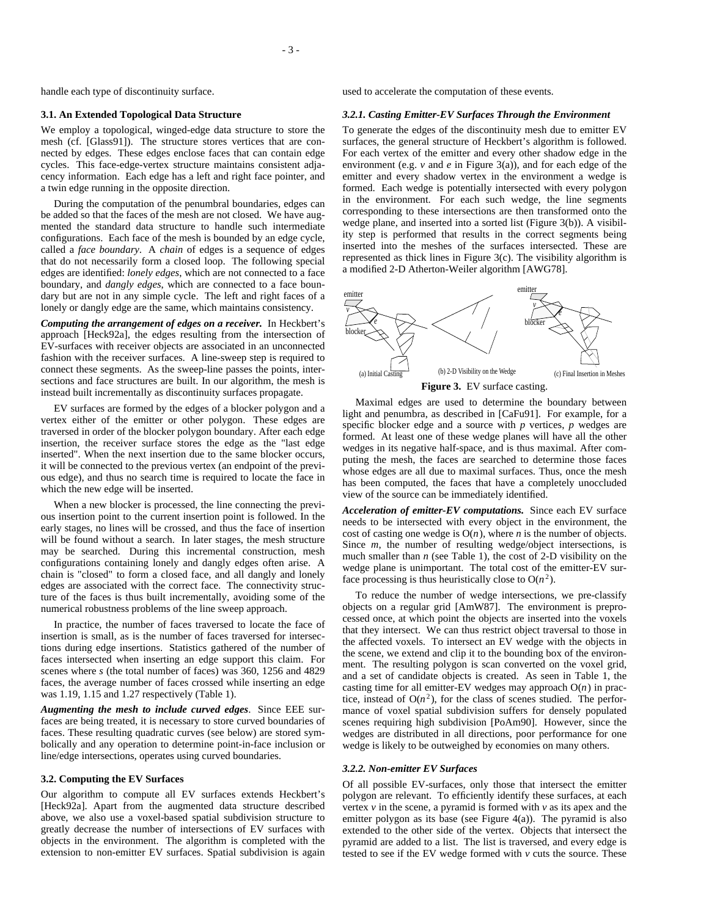handle each type of discontinuity surface.

### 3.1. An Extended Topological Data Structure

We employ a topological, winged-edge data structure to store the mesh (cf. [Glass91]). The structure stores vertices that are connected by edges. These edges enclose faces that can contain edge cycles. This face-edge-vertex structure maintains consistent adjacency information. Each edge has a left and right face pointer, and a twin edge running in the opposite direction.

During the computation of the penumbral boundaries, edges can be added so that the faces of the mesh are not closed. We have augmented the standard data structure to handle such intermediate configurations. Each face of the mesh is bounded by an edge cycle, called a *face boundary*. A *chain* of edges is a sequence of edges that do not necessarily form a closed loop. The following special edges are identified: *lonely edges*, which are not connected to a face boundary, and *dangly edges*, which are connected to a face boundary but are not in any simple cycle. The left and right faces of a lonely or dangly edge are the same, which maintains consistency.

***Computing the arrangement of edges on a receiver.*** In Heckbert's approach [Heck92a], the edges resulting from the intersection of EV-surfaces with receiver objects are associated in an unconnected fashion with the receiver surfaces. A line-sweep step is required to connect these segments. As the sweep-line passes the points, intersections and face structures are built. In our algorithm, the mesh is instead built incrementally as discontinuity surfaces propagate.

EV surfaces are formed by the edges of a blocker polygon and a vertex either of the emitter or other polygon. These edges are traversed in order of the blocker polygon boundary. After each edge insertion, the receiver surface stores the edge as the "last edge inserted". When the next insertion due to the same blocker occurs, it will be connected to the previous vertex (an endpoint of the previous edge), and thus no search time is required to locate the face in which the new edge will be inserted.

When a new blocker is processed, the line connecting the previous insertion point to the current insertion point is followed. In the early stages, no lines will be crossed, and thus the face of insertion will be found without a search. In later stages, the mesh structure may be searched. During this incremental construction, mesh configurations containing lonely and dangly edges often arise. A chain is "closed" to form a closed face, and all dangly and lonely edges are associated with the correct face. The connectivity structure of the faces is thus built incrementally, avoiding some of the numerical robustness problems of the line sweep approach.

In practice, the number of faces traversed to locate the face of insertion is small, as is the number of faces traversed for intersections during edge insertions. Statistics gathered of the number of faces intersected when inserting an edge support this claim. For scenes where $s$ (the total number of faces) was 360, 1256 and 4829 faces, the average number of faces crossed while inserting an edge was 1.19, 1.15 and 1.27 respectively (Table 1).

***Augmenting the mesh to include curved edges***. Since EEE surfaces are being treated, it is necessary to store curved boundaries of faces. These resulting quadratic curves (see below) are stored symbolically and any operation to determine point-in-face inclusion or line/edge intersections, operates using curved boundaries.

### 3.2. Computing the EV Surfaces

Our algorithm to compute all EV surfaces extends Heckbert's [Heck92a]. Apart from the augmented data structure described above, we also use a voxel-based spatial subdivision structure to greatly decrease the number of intersections of EV surfaces with objects in the environment. The algorithm is completed with the extension to non-emitter EV surfaces. Spatial subdivision is again used to accelerate the computation of these events.

#### *3.2.1. Casting Emitter-EV Surfaces Through the Environment*

To generate the edges of the discontinuity mesh due to emitter EV surfaces, the general structure of Heckbert's algorithm is followed. For each vertex of the emitter and every other shadow edge in the environment (e.g. $v$ and $e$ in Figure 3(a)), and for each edge of the emitter and every shadow vertex in the environment a wedge is formed. Each wedge is potentially intersected with every polygon in the environment. For each such wedge, the line segments corresponding to these intersections are then transformed onto the wedge plane, and inserted into a sorted list (Figure 3(b)). A visibility step is performed that results in the correct segments being inserted into the meshes of the surfaces intersected. These are represented as thick lines in Figure 3(c). The visibility algorithm is a modified 2-D Atherton-Weiler algorithm [AWG78].

(a) Initial Casting (b) 2-D Visibility on the Wedge (c) Final Insertion in Meshes

**Figure 3.** EV surface casting.

Maximal edges are used to determine the boundary between light and penumbra, as described in [CaFu91]. For example, for a specific blocker edge and a source with $p$ vertices, $p$ wedges are formed. At least one of these wedge planes will have all the other wedges in its negative half-space, and is thus maximal. After computing the mesh, the faces are searched to determine those faces whose edges are all due to maximal surfaces. Thus, once the mesh has been computed, the faces that have a completely unoccluded view of the source can be immediately identified.

***Acceleration of emitter-EV computations.*** Since each EV surface needs to be intersected with every object in the environment, the cost of casting one wedge is $O(n)$, where $n$ is the number of objects. Since $m$, the number of resulting wedge/object intersections, is much smaller than $n$ (see Table 1), the cost of 2-D visibility on the wedge plane is unimportant. The total cost of the emitter-EV surface processing is thus heuristically close to $O(n^2)$.

To reduce the number of wedge intersections, we pre-classify objects on a regular grid [AmW87]. The environment is preprocessed once, at which point the objects are inserted into the voxels that they intersect. We can thus restrict object traversal to those in the affected voxels. To intersect an EV wedge with the objects in the scene, we extend and clip it to the bounding box of the environment. The resulting polygon is scan converted on the voxel grid, and a set of candidate objects is created. As seen in Table 1, the casting time for all emitter-EV wedges may approach $O(n)$ in practice, instead of $O(n^2)$, for the class of scenes studied. The performance of voxel spatial subdivision suffers for densely populated scenes requiring high subdivision [PoAm90]. However, since the wedges are distributed in all directions, poor performance for one wedge is likely to be outweighed by economies on many others.

#### *3.2.2. Non-emitter EV Surfaces*

Of all possible EV-surfaces, only those that intersect the emitter polygon are relevant. To efficiently identify these surfaces, at each vertex $v$ in the scene, a pyramid is formed with $v$ as its apex and the emitter polygon as its base (see Figure 4(a)). The pyramid is also extended to the other side of the vertex. Objects that intersect the pyramid are added to a list. The list is traversed, and every edge is tested to see if the EV wedge formed with $v$ cuts the source. These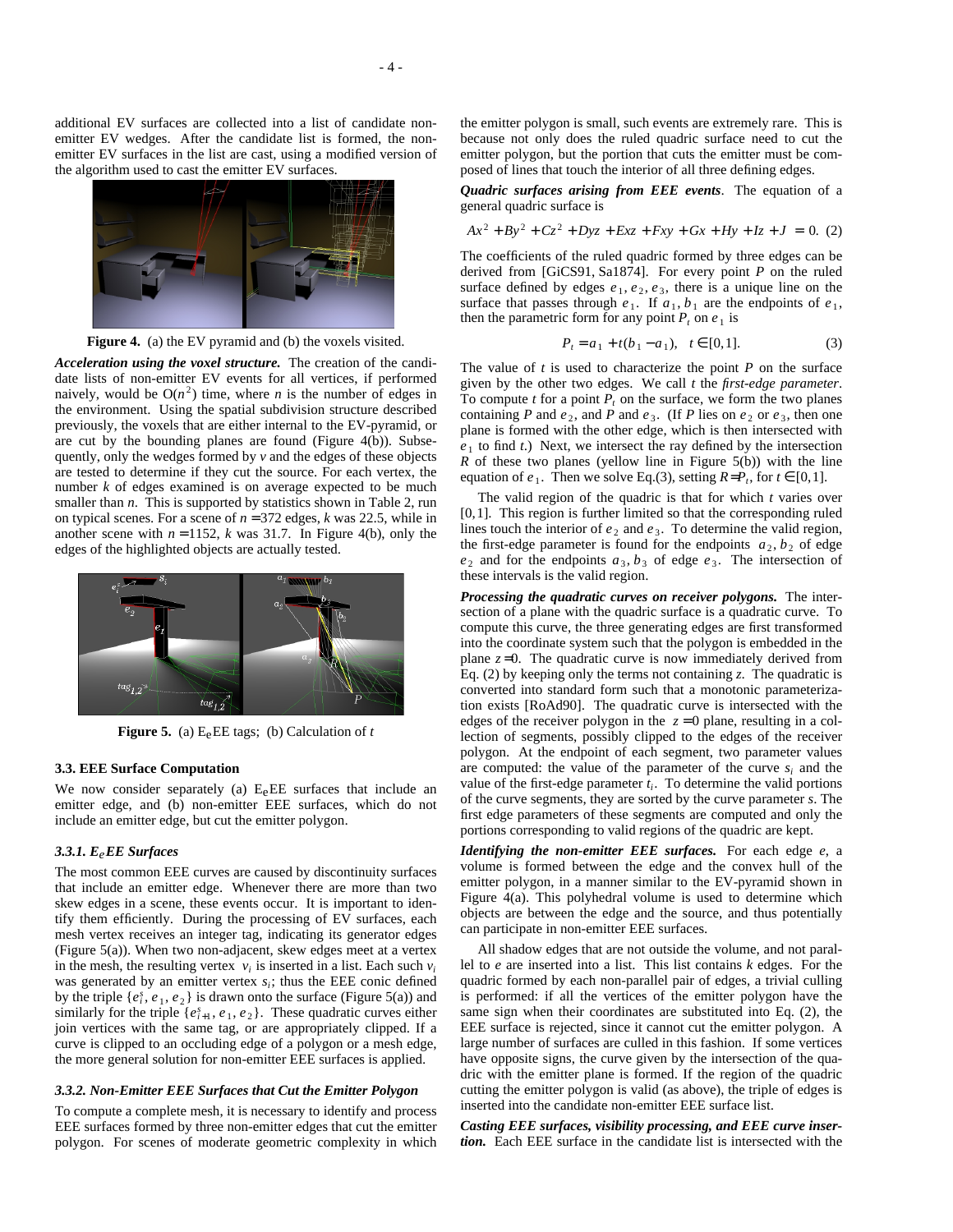additional EV surfaces are collected into a list of candidate non-emitter EV wedges. After the candidate list is formed, the non-emitter EV surfaces in the list are cast, using a modified version of the algorithm used to cast the emitter EV surfaces.

**Figure 4.** (a) the EV pyramid and (b) the voxels visited.

***Acceleration using the voxel structure.*** The creation of the candidate lists of non-emitter EV events for all vertices, if performed naively, would be $O(n^2)$ time, where $n$ is the number of edges in the environment. Using the spatial subdivision structure described previously, the voxels that are either internal to the EV-pyramid, or are cut by the bounding planes are found (Figure 4(b)). Subsequently, only the wedges formed by $v$ and the edges of these objects are tested to determine if they cut the source. For each vertex, the number $k$ of edges examined is on average expected to be much smaller than $n$. This is supported by statistics shown in Table 2, run on typical scenes. For a scene of $n = 372$ edges, $k$ was 22.5, while in another scene with $n = 1152$, $k$ was 31.7. In Figure 4(b), only the edges of the highlighted objects are actually tested.

**Figure 5.** (a) $E_eEE$ tags; (b) Calculation of $t$

### 3.3. EEE Surface Computation

We now consider separately (a) $E_eEE$ surfaces that include an emitter edge, and (b) non-emitter EEE surfaces, which do not include an emitter edge, but cut the emitter polygon.

#### 3.3.1. $E_eEE$ Surfaces

The most common EEE curves are caused by discontinuity surfaces that include an emitter edge. Whenever there are more than two skew edges in a scene, these events occur. It is important to identify them efficiently. During the processing of EV surfaces, each mesh vertex receives an integer tag, indicating its generator edges (Figure 5(a)). When two non-adjacent, skew edges meet at a vertex in the mesh, the resulting vertex $v_i$ is inserted in a list. Each such $v_i$ was generated by an emitter vertex $s_i$; thus the EEE conic defined by the triple $\{e_i^s, e_1, e_2\}$ is drawn onto the surface (Figure 5(a)) and similarly for the triple $\{e_{i+1}^s, e_1, e_2\}$. These quadratic curves either join vertices with the same tag, or are appropriately clipped. If a curve is clipped to an occluding edge of a polygon or a mesh edge, the more general solution for non-emitter EEE surfaces is applied.

#### 3.3.2. Non-Emitter EEE Surfaces that Cut the Emitter Polygon

To compute a complete mesh, it is necessary to identify and process EEE surfaces formed by three non-emitter edges that cut the emitter polygon. For scenes of moderate geometric complexity in which the emitter polygon is small, such events are extremely rare. This is because not only does the ruled quadric surface need to cut the emitter polygon, but the portion that cuts the emitter must be composed of lines that touch the interior of all three defining edges.

***Quadric surfaces arising from EEE events***. The equation of a general quadric surface is

$$Ax^2 + By^2 + Cz^2 + Dyz + Exz + Fxy + Gx + Hy + Iz + J = 0. \quad (2)$$

The coefficients of the ruled quadric formed by three edges can be derived from [GiCS91, Sa1874]. For every point $P$ on the ruled surface defined by edges $e_1, e_2, e_3$, there is a unique line on the surface that passes through $e_1$. If $a_1, b_1$ are the endpoints of $e_1$, then the parametric form for any point $P_t$ on $e_1$ is

$$P_t = a_1 + t(b_1 - a_1), \quad t \in [0,1]. \quad (3)$$

The value of $t$ is used to characterize the point $P$ on the surface given by the other two edges. We call $t$ the *first-edge parameter*. To compute $t$ for a point $P_t$ on the surface, we form the two planes containing $P$ and $e_2$, and $P$ and $e_3$. (If $P$ lies on $e_2$ or $e_3$, then one plane is formed with the other edge, which is then intersected with $e_1$ to find $t$.) Next, we intersect the ray defined by the intersection $R$ of these two planes (yellow line in Figure 5(b)) with the line equation of $e_1$. Then we solve Eq.(3), setting $R = P_t$, for $t \in [0,1]$.

The valid region of the quadric is that for which $t$ varies over $[0,1]$. This region is further limited so that the corresponding ruled lines touch the interior of $e_2$ and $e_3$. To determine the valid region, the first-edge parameter is found for the endpoints $a_2, b_2$ of edge $e_2$ and for the endpoints $a_3, b_3$ of edge $e_3$. The intersection of these intervals is the valid region.

***Processing the quadratic curves on receiver polygons.*** The intersection of a plane with the quadric surface is a quadratic curve. To compute this curve, the three generating edges are first transformed into the coordinate system such that the polygon is embedded in the plane $z = 0$. The quadratic curve is now immediately derived from Eq. (2) by keeping only the terms not containing $z$. The quadratic is converted into standard form such that a monotonic parameterization exists [RoAd90]. The quadratic curve is intersected with the edges of the receiver polygon in the $z = 0$ plane, resulting in a collection of segments, possibly clipped to the edges of the receiver polygon. At the endpoint of each segment, two parameter values are computed: the value of the parameter of the curve $s_i$ and the value of the first-edge parameter $t_i$. To determine the valid portions of the curve segments, they are sorted by the curve parameter $s$. The first edge parameters of these segments are computed and only the portions corresponding to valid regions of the quadric are kept.

***Identifying the non-emitter EEE surfaces.*** For each edge $e$, a volume is formed between the edge and the convex hull of the emitter polygon, in a manner similar to the EV-pyramid shown in Figure 4(a). This polyhedral volume is used to determine which objects are between the edge and the source, and thus potentially can participate in non-emitter EEE surfaces.

All shadow edges that are not outside the volume, and not parallel to $e$ are inserted into a list. This list contains $k$ edges. For the quadric formed by each non-parallel pair of edges, a trivial culling is performed: if all the vertices of the emitter polygon have the same sign when their coordinates are substituted into Eq. (2), the EEE surface is rejected, since it cannot cut the emitter polygon. A large number of surfaces are culled in this fashion. If some vertices have opposite signs, the curve given by the intersection of the quadric with the emitter plane is formed. If the region of the quadric cutting the emitter polygon is valid (as above), the triple of edges is inserted into the candidate non-emitter EEE surface list.

***Casting EEE surfaces, visibility processing, and EEE curve insertion.*** Each EEE surface in the candidate list is intersected with the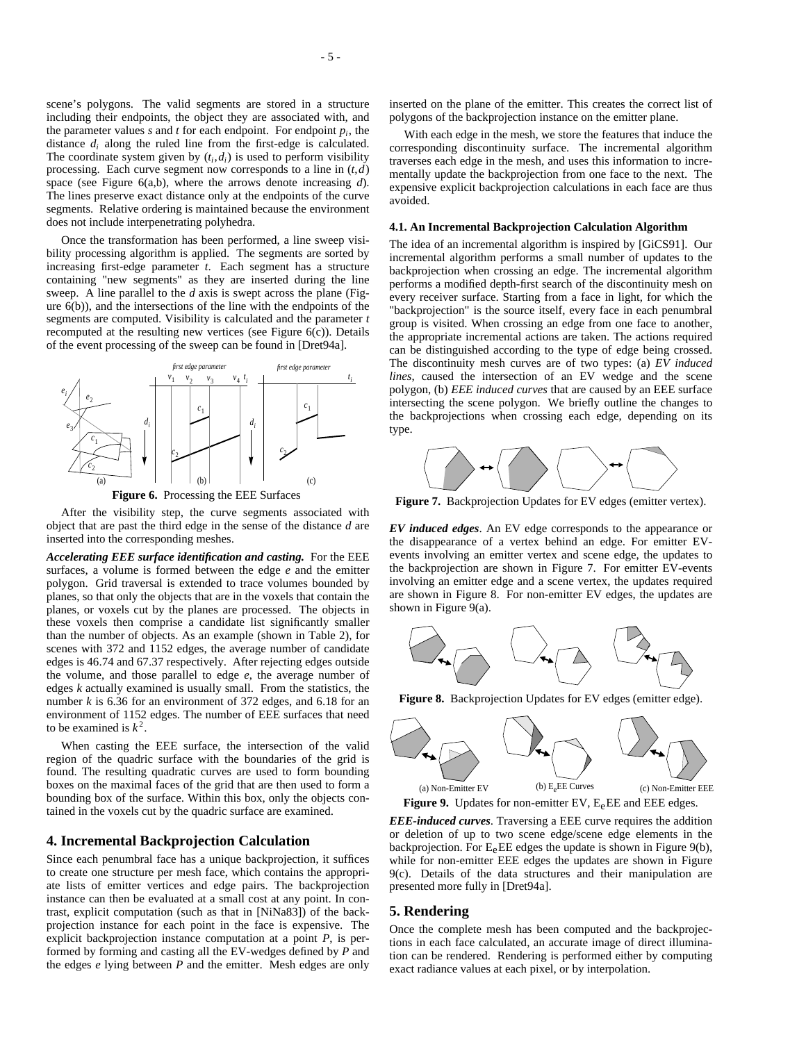scene's polygons. The valid segments are stored in a structure including their endpoints, the object they are associated with, and the parameter values $s$ and $t$ for each endpoint. For endpoint $p_i$, the distance $d_i$ along the ruled line from the first-edge is calculated. The coordinate system given by $(t_i, d_i)$ is used to perform visibility processing. Each curve segment now corresponds to a line in $(t, d)$ space (see Figure 6(a,b), where the arrows denote increasing $d$). The lines preserve exact distance only at the endpoints of the curve segments. Relative ordering is maintained because the environment does not include interpenetrating polyhedra.

Once the transformation has been performed, a line sweep visibility processing algorithm is applied. The segments are sorted by increasing first-edge parameter $t$. Each segment has a structure containing "new segments" as they are inserted during the line sweep. A line parallel to the $d$ axis is swept across the plane (Figure 6(b)), and the intersections of the line with the endpoints of the segments are computed. Visibility is calculated and the parameter $t$ recomputed at the resulting new vertices (see Figure 6(c)). Details of the event processing of the sweep can be found in [Dret94a].

$e_i$ $e_2$ $e_3$ $c_1$ $c_2$ (a)

first edge parameter $v_1$ $v_2$ $v_3$ $v_4$ $t_i$ $d_i$ $c_1$ $c_2$ (b)

first edge parameter $t_i$ $d_i$ $c_1$ $c_2$ (c)

**Figure 6.** Processing the EEE Surfaces

After the visibility step, the curve segments associated with object that are past the third edge in the sense of the distance $d$ are inserted into the corresponding meshes.

***Accelerating EEE surface identification and casting.*** For the EEE surfaces, a volume is formed between the edge $e$ and the emitter polygon. Grid traversal is extended to trace volumes bounded by planes, so that only the objects that are in the voxels that contain the planes, or voxels cut by the planes are processed. The objects in these voxels then comprise a candidate list significantly smaller than the number of objects. As an example (shown in Table 2), for scenes with 372 and 1152 edges, the average number of candidate edges is 46.74 and 67.37 respectively. After rejecting edges outside the volume, and those parallel to edge $e$, the average number of edges $k$ actually examined is usually small. From the statistics, the number $k$ is 6.36 for an environment of 372 edges, and 6.18 for an environment of 1152 edges. The number of EEE surfaces that need to be examined is $k^2$.

When casting the EEE surface, the intersection of the valid region of the quadric surface with the boundaries of the grid is found. The resulting quadratic curves are used to form bounding boxes on the maximal faces of the grid that are then used to form a bounding box of the surface. Within this box, only the objects contained in the voxels cut by the quadric surface are examined.

## 4. Incremental Backprojection Calculation

Since each penumbral face has a unique backprojection, it suffices to create one structure per mesh face, which contains the appropriate lists of emitter vertices and edge pairs. The backprojection instance can then be evaluated at a small cost at any point. In contrast, explicit computation (such as that in [NiNa83]) of the backprojection instance for each point in the face is expensive. The explicit backprojection instance computation at a point $P$, is performed by forming and casting all the EV-wedges defined by $P$ and the edges $e$ lying between $P$ and the emitter. Mesh edges are only inserted on the plane of the emitter. This creates the correct list of polygons of the backprojection instance on the emitter plane.

With each edge in the mesh, we store the features that induce the corresponding discontinuity surface. The incremental algorithm traverses each edge in the mesh, and uses this information to incrementally update the backprojection from one face to the next. The expensive explicit backprojection calculations in each face are thus avoided.

### 4.1. An Incremental Backprojection Calculation Algorithm

The idea of an incremental algorithm is inspired by [GiCS91]. Our incremental algorithm performs a small number of updates to the backprojection when crossing an edge. The incremental algorithm performs a modified depth-first search of the discontinuity mesh on every receiver surface. Starting from a face in light, for which the "backprojection" is the source itself, every face in each penumbral group is visited. When crossing an edge from one face to another, the appropriate incremental actions are taken. The actions required can be distinguished according to the type of edge being crossed. The discontinuity mesh curves are of two types: (a) *EV induced lines*, caused the intersection of an EV wedge and the scene polygon, (b) *EEE induced curves* that are caused by an EEE surface intersecting the scene polygon. We briefly outline the changes to the backprojections when crossing each edge, depending on its type.

**Figure 7.** Backprojection Updates for EV edges (emitter vertex).

***EV induced edges***. An EV edge corresponds to the appearance or the disappearance of a vertex behind an edge. For emitter EV-events involving an emitter vertex and scene edge, the updates to the backprojection are shown in Figure 7. For emitter EV-events involving an emitter edge and a scene vertex, the updates required are shown in Figure 8. For non-emitter EV edges, the updates are shown in Figure 9(a).

**Figure 8.** Backprojection Updates for EV edges (emitter edge).

(a) Non-Emitter EV (b) $E_e$EE Curves (c) Non-Emitter EEE

**Figure 9.** Updates for non-emitter EV, $E_e$EE and EEE edges.

***EEE-induced curves***. Traversing a EEE curve requires the addition or deletion of up to two scene edge/scene edge elements in the backprojection. For $E_e$EE edges the update is shown in Figure 9(b), while for non-emitter EEE edges the updates are shown in Figure 9(c). Details of the data structures and their manipulation are presented more fully in [Dret94a].

## 5. Rendering

Once the complete mesh has been computed and the backprojections in each face calculated, an accurate image of direct illumination can be rendered. Rendering is performed either by computing exact radiance values at each pixel, or by interpolation.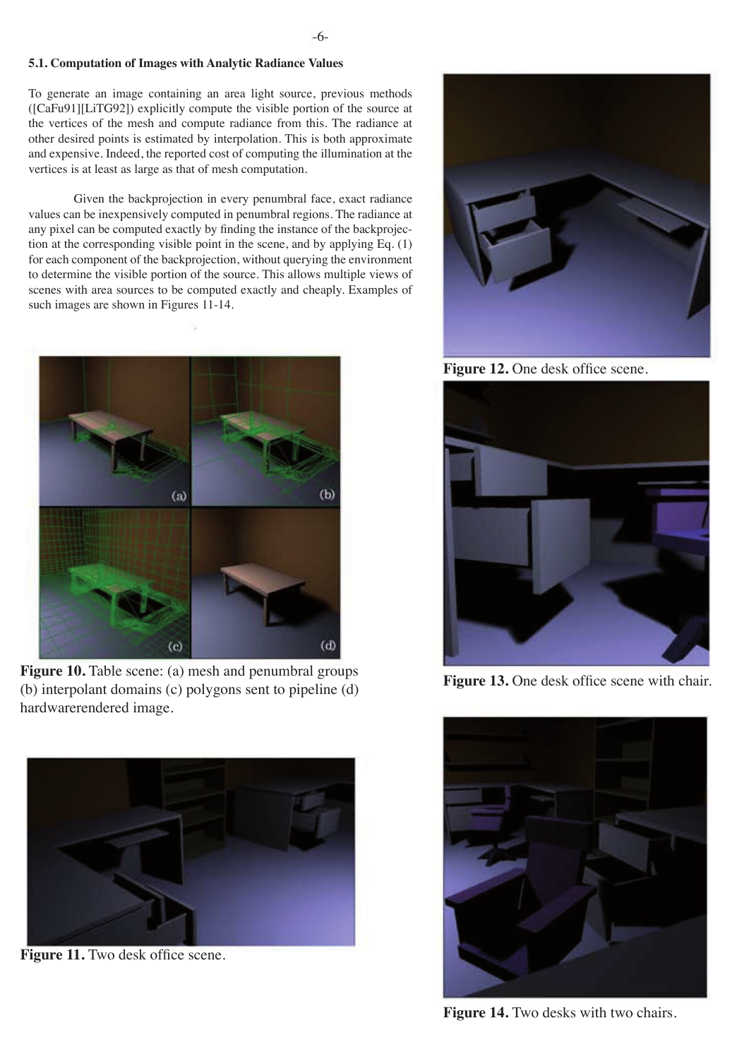### 5.1. Computation of Images with Analytic Radiance Values

To generate an image containing an area light source, previous methods ([CaFu91][LiTG92]) explicitly compute the visible portion of the source at the vertices of the mesh and compute radiance from this. The radiance at other desired points is estimated by interpolation. This is both approximate and expensive. Indeed, the reported cost of computing the illumination at the vertices is at least as large as that of mesh computation.

Given the backprojection in every penumbral face, exact radiance values can be inexpensively computed in penumbral regions. The radiance at any pixel can be computed exactly by finding the instance of the backprojection at the corresponding visible point in the scene, and by applying Eq. (1) for each component of the backprojection, without querying the environment to determine the visible portion of the source. This allows multiple views of scenes with area sources to be computed exactly and cheaply. Examples of such images are shown in Figures 11-14.

**Figure 10.** Table scene: (a) mesh and penumbral groups (b) interpolant domains (c) polygons sent to pipeline (d) hardwarerendered image.

**Figure 11.** Two desk office scene.

**Figure 12.** One desk office scene.

**Figure 13.** One desk office scene with chair.

**Figure 14.** Two desks with two chairs.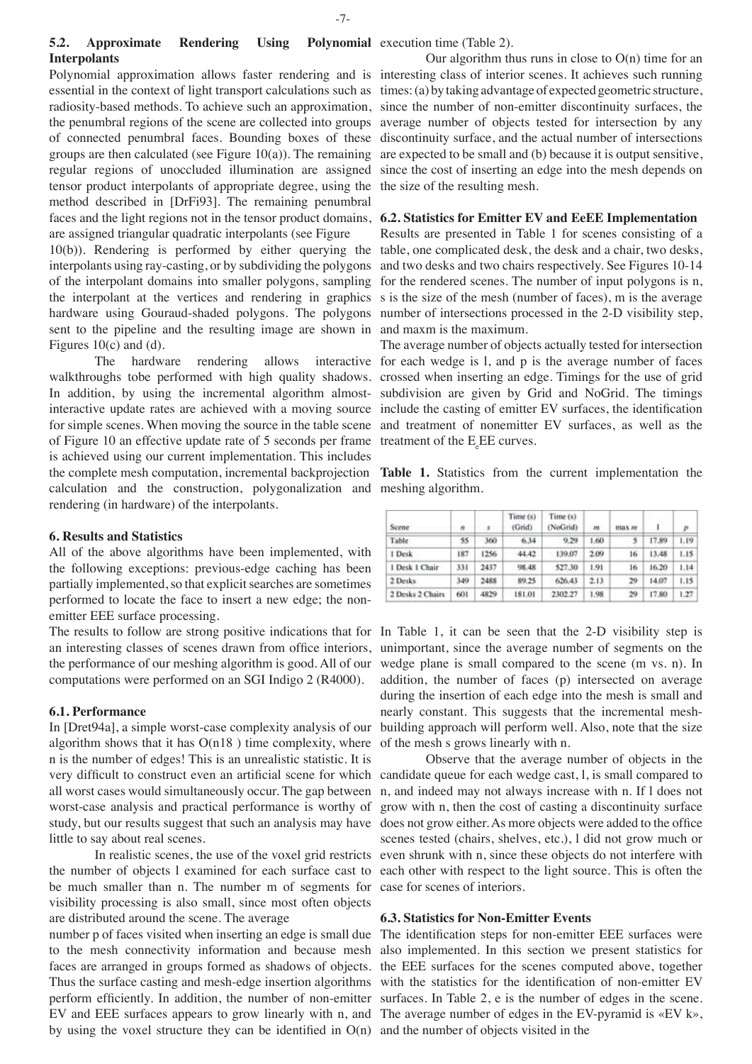## 5.2. Approximate Rendering Using Polynomial Interpolants

Polynomial approximation allows faster rendering and is essential in the context of light transport calculations such as radiosity-based methods. To achieve such an approximation, the penumbral regions of the scene are collected into groups of connected penumbral faces. Bounding boxes of these groups are then calculated (see Figure 10(a)). The remaining regular regions of unoccluded illumination are assigned tensor product interpolants of appropriate degree, using the method described in [DrFi93]. The remaining penumbral faces and the light regions not in the tensor product domains, are assigned triangular quadratic interpolants (see Figure 10(b)). Rendering is performed by either querying the interpolants using ray-casting, or by subdividing the polygons of the interpolant domains into smaller polygons, sampling the interpolant at the vertices and rendering in graphics hardware using Gouraud-shaded polygons. The polygons sent to the pipeline and the resulting image are shown in Figures 10(c) and (d).

The hardware rendering allows interactive walkthroughs tobe performed with high quality shadows. In addition, by using the incremental algorithm almost-interactive update rates are achieved with a moving source for simple scenes. When moving the source in the table scene of Figure 10 an effective update rate of 5 seconds per frame is achieved using our current implementation. This includes the complete mesh computation, incremental backprojection calculation and the construction, polygonalization and rendering (in hardware) of the interpolants.

## 6. Results and Statistics

All of the above algorithms have been implemented, with the following exceptions: previous-edge caching has been partially implemented, so that explicit searches are sometimes performed to locate the face to insert a new edge; the non-emitter EEE surface processing.

The results to follow are strong positive indications that for an interesting classes of scenes drawn from office interiors, the performance of our meshing algorithm is good. All of our computations were performed on an SGI Indigo 2 (R4000).

### 6.1. Performance

In [Dret94a], a simple worst-case complexity analysis of our algorithm shows that it has $O(n18\ )$ time complexity, where n is the number of edges! This is an unrealistic statistic. It is very difficult to construct even an artificial scene for which all worst cases would simultaneously occur. The gap between worst-case analysis and practical performance is worthy of study, but our results suggest that such an analysis may have little to say about real scenes.

In realistic scenes, the use of the voxel grid restricts the number of objects l examined for each surface cast to be much smaller than n. The number m of segments for visibility processing is also small, since most often objects are distributed around the scene. The average number p of faces visited when inserting an edge is small due to the mesh connectivity information and because mesh faces are arranged in groups formed as shadows of objects. Thus the surface casting and mesh-edge insertion algorithms perform efficiently. In addition, the number of non-emitter EV and EEE surfaces appears to grow linearly with n, and by using the voxel structure they can be identified in $O(n)$ execution time (Table 2).

Our algorithm thus runs in close to $O(n)$ time for an interesting class of interior scenes. It achieves such running times: (a) by taking advantage of expected geometric structure, since the number of non-emitter discontinuity surfaces, the average number of objects tested for intersection by any discontinuity surface, and the actual number of intersections are expected to be small and (b) because it is output sensitive, since the cost of inserting an edge into the mesh depends on the size of the resulting mesh.

### 6.2. Statistics for Emitter EV and EeEE Implementation

Results are presented in Table 1 for scenes consisting of a table, one complicated desk, the desk and a chair, two desks, and two desks and two chairs respectively. See Figures 10-14 for the rendered scenes. The number of input polygons is n, s is the size of the mesh (number of faces), m is the average number of intersections processed in the 2-D visibility step, and maxm is the maximum.

The average number of objects actually tested for intersection for each wedge is l, and p is the average number of faces crossed when inserting an edge. Timings for the use of grid subdivision are given by Grid and NoGrid. The timings include the casting of emitter EV surfaces, the identification and treatment of nonemitter EV surfaces, as well as the treatment of the $E_eEE$ curves.

**Table 1.** Statistics from the current implementation the meshing algorithm.

| Scene | n | s | Time (s) (Grid) | Time (s) (NoGrid) | m | max m | l | p |
|---|---|---|---|---|---|---|---|---|
| Table | 55 | 360 | 6.34 | 9.29 | 1.60 | 5 | 17.89 | 1.19 |
| 1 Desk | 187 | 1256 | 44.42 | 139.07 | 2.09 | 16 | 13.48 | 1.15 |
| 1 Desk 1 Chair | 331 | 2437 | 98.48 | 527.30 | 1.91 | 16 | 16.20 | 1.14 |
| 2 Desks | 349 | 2488 | 89.25 | 626.43 | 2.13 | 29 | 14.07 | 1.15 |
| 2 Desks 2 Chairs | 601 | 4829 | 181.01 | 2302.27 | 1.98 | 29 | 17.80 | 1.27 |

In Table 1, it can be seen that the 2-D visibility step is unimportant, since the average number of segments on the wedge plane is small compared to the scene (m vs. n). In addition, the number of faces (p) intersected on average during the insertion of each edge into the mesh is small and nearly constant. This suggests that the incremental mesh-building approach will perform well. Also, note that the size of the mesh s grows linearly with n.

Observe that the average number of objects in the candidate queue for each wedge cast, l, is small compared to n, and indeed may not always increase with n. If l does not grow with n, then the cost of casting a discontinuity surface does not grow either. As more objects were added to the office scenes tested (chairs, shelves, etc.), l did not grow much or even shrunk with n, since these objects do not interfere with each other with respect to the light source. This is often the case for scenes of interiors.

### 6.3. Statistics for Non-Emitter Events

The identification steps for non-emitter EEE surfaces were also implemented. In this section we present statistics for the EEE surfaces for the scenes computed above, together with the statistics for the identification of non-emitter EV surfaces. In Table 2, e is the number of edges in the scene. The average number of edges in the EV-pyramid is «EV k», and the number of objects visited in the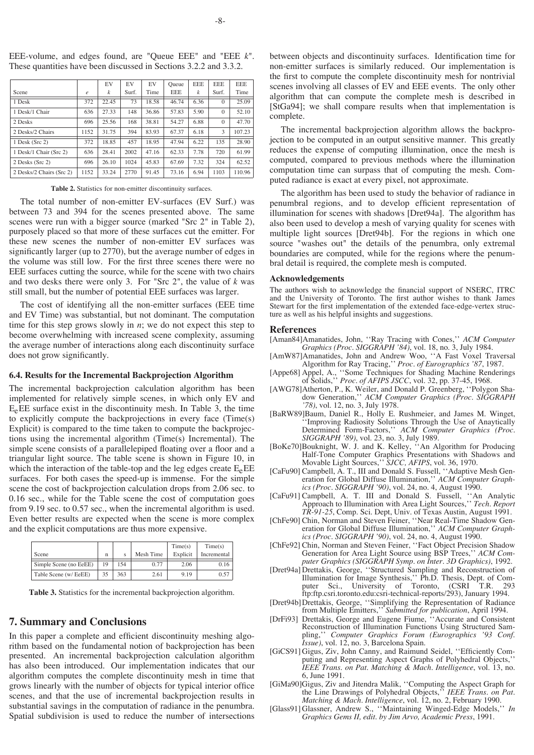EEE-volume, and edges found, are "Queue EEE" and "EEE $k$". These quantities have been discussed in Sections 3.2.2 and 3.3.2.

| Scene | $e$ | EV $k$ | EV Surf. | EV Time | Queue EEE | EEE $k$ | EEE Surf. | EEE Time |
|---|---|---|---|---|---|---|---|---|
| 1 Desk | 372 | 22.45 | 73 | 18.58 | 46.74 | 6.36 | 0 | 25.09 |
| 1 Desk/1 Chair | 636 | 27.33 | 148 | 36.86 | 57.83 | 5.90 | 0 | 52.10 |
| 2 Desks | 696 | 25.56 | 168 | 38.81 | 54.27 | 6.88 | 0 | 47.70 |
| 2 Desks/2 Chairs | 1152 | 31.75 | 394 | 83.93 | 67.37 | 6.18 | 3 | 107.23 |
| 1 Desk (Src 2) | 372 | 18.85 | 457 | 18.95 | 47.94 | 6.22 | 135 | 28.90 |
| 1 Desk/1 Chair (Src 2) | 636 | 28.41 | 2002 | 47.16 | 62.33 | 7.78 | 720 | 61.99 |
| 2 Desks (Src 2) | 696 | 26.10 | 1024 | 45.83 | 67.69 | 7.32 | 324 | 62.52 |
| 2 Desks/2 Chairs (Src 2) | 1152 | 33.24 | 2770 | 91.45 | 73.16 | 6.94 | 1103 | 110.96 |

**Table 2.** Statistics for non-emitter discontinuity surfaces.

The total number of non-emitter EV-surfaces (EV Surf.) was between 73 and 394 for the scenes presented above. The same scenes were run with a bigger source (marked "Src 2" in Table 2), purposely placed so that more of these surfaces cut the emitter. For these new scenes the number of non-emitter EV surfaces was significantly larger (up to 2770), but the average number of edges in the volume was still low. For the first three scenes there were no EEE surfaces cutting the source, while for the scene with two chairs and two desks there were only 3. For "Src 2", the value of $k$ was still small, but the number of potential EEE surfaces was larger.

The cost of identifying all the non-emitter surfaces (EEE time and EV Time) was substantial, but not dominant. The computation time for this step grows slowly in $n$; we do not expect this step to become overwhelming with increased scene complexity, assuming the average number of interactions along each discontinuity surface does not grow significantly.

### 6.4. Results for the Incremental Backprojection Algorithm

The incremental backprojection calculation algorithm has been implemented for relatively simple scenes, in which only EV and $E_e$EE surface exist in the discontinuity mesh. In Table 3, the time to explicitly compute the backprojections in every face (Time(s) Explicit) is compared to the time taken to compute the backprojections using the incremental algorithm (Time(s) Incremental). The simple scene consists of a parallelepiped floating over a floor and a triangular light source. The table scene is shown in Figure 10, in which the interaction of the table-top and the leg edges create $E_e$EE surfaces. For both cases the speed-up is immense. For the simple scene the cost of backprojection calculation drops from 2.06 sec. to 0.16 sec., while for the Table scene the cost of computation goes from 9.19 sec. to 0.57 sec., when the incremental algorithm is used. Even better results are expected when the scene is more complex and the explicit computations are thus more expensive.

| Scene | n | s | Mesh Time | Time(s) Explicit | Time(s) Incremental |
|---|---|---|---|---|---|
| Simple Scene (no EeEE) | 19 | 154 | 0.77 | 2.06 | 0.16 |
| Table Scene (w/ EeEE) | 35 | 363 | 2.61 | 9.19 | 0.57 |

**Table 3.** Statistics for the incremental backprojection algorithm.

## 7. Summary and Conclusions

In this paper a complete and efficient discontinuity meshing algorithm based on the fundamental notion of backprojection has been presented. An incremental backprojection calculation algorithm has also been introduced. Our implementation indicates that our algorithm computes the complete discontinuity mesh in time that grows linearly with the number of objects for typical interior office scenes, and that the use of incremental backprojection results in substantial savings in the computation of radiance in the penumbra. Spatial subdivision is used to reduce the number of intersections between objects and discontinuity surfaces. Identification time for non-emitter surfaces is similarly reduced. Our implementation is the first to compute the complete discontinuity mesh for nontrivial scenes involving all classes of EV and EEE events. The only other algorithm that can compute the complete mesh is described in [StGa94]; we shall compare results when that implementation is complete.

The incremental backprojection algorithm allows the backprojection to be computed in an output sensitive manner. This greatly reduces the expense of computing illumination, once the mesh is computed, compared to previous methods where the illumination computation time can surpass that of computing the mesh. Computed radiance is exact at every pixel, not approximate.

The algorithm has been used to study the behavior of radiance in penumbral regions, and to develop efficient representation of illumination for scenes with shadows [Dret94a]. The algorithm has also been used to develop a mesh of varying quality for scenes with multiple light sources [Dret94b]. For the regions in which one source "washes out" the details of the penumbra, only extremal boundaries are computed, while for the regions where the penumbral detail is required, the complete mesh is computed.

### Acknowledgements

The authors wish to acknowledge the financial support of NSERC, ITRC and the University of Toronto. The first author wishes to thank James Stewart for the first implementation of the extended face-edge-vertex structure as well as his helpful insights and suggestions.

### References

[Aman84] Amanatides, John, ''Ray Tracing with Cones,'' *ACM Computer Graphics (Proc. SIGGRAPH '84)*, vol. 18, no. 3, July 1984.

[AmW87] Amanatides, John and Andrew Woo, ''A Fast Voxel Traversal Algorithm for Ray Tracing,'' *Proc. of Eurographics '87*, 1987.

[Appe68] Appel, A., ''Some Techniques for Shading Machine Renderings of Solids,'' *Proc. of AFIPS JSCC*, vol. 32, pp. 37-45, 1968.

[AWG78] Atherton, P., K. Weiler, and Donald P. Greenberg, ''Polygon Shadow Generation,'' *ACM Computer Graphics (Proc. SIGGRAPH '78)*, vol. 12, no. 3, July 1978.

[BaRW89] Baum, Daniel R., Holly E. Rushmeier, and James M. Winget, ''Improving Radiosity Solutions Through the Use of Anaytically Determined Form-Factors,'' *ACM Computer Graphics (Proc. SIGGRAPH '89)*, vol. 23, no. 3, July 1989.

[BoKe70] Bouknight, W. J. and K. Kelley, ''An Algorithm for Producing Half-Tone Computer Graphics Presentations with Shadows and Movable Light Sources,'' *SJCC, AFIPS*, vol. 36, 1970.

[CaFu90] Campbell, A. T., III and Donald S. Fussell, ''Adaptive Mesh Generation for Global Diffuse Illumination,'' *ACM Computer Graphics (Proc. SIGGRAPH '90)*, vol. 24, no. 4, August 1990.

[CaFu91] Campbell, A. T. III and Donald S. Fussell, ''An Analytic Approach to Illumination with Area Light Sources,'' *Tech. Report TR-91-25*, Comp. Sci. Dept, Univ. of Texas Austin, August 1991.

[ChFe90] Chin, Norman and Steven Feiner, ''Near Real-Time Shadow Generation for Global Diffuse Illumination,'' *ACM Computer Graphics (Proc. SIGGRAPH '90)*, vol. 24, no. 4, August 1990.

[ChFe92] Chin, Norman and Steven Feiner, ''Fact Object Precision Shadow Generation for Area Light Source using BSP Trees,'' *ACM Computer Graphics (SIGGRAPH Symp. on Inter. 3D Graphics)*, 1992.

[Dret94a] Drettakis, George, ''Structured Sampling and Reconstruction of Illumination for Image Synthesis,'' Ph.D. Thesis, Dept. of Computer Sci., University of Toronto, (CSRI T.R. 293 ftp:ftp.csri.toronto.edu:csri-technical-reports/293), January 1994.

[Dret94b] Drettakis, George, ''Simplifying the Representation of Radiance from Multiple Emitters,'' *Submitted for publication*, April 1994.

[DrFi93] Drettakis, George and Eugene Fiume, ''Accurate and Consistent Reconstruction of Illumination Functions Using Structured Sampling,'' *Computer Graphics Forum (Eurographics '93 Conf. Issue)*, vol. 12, no. 3, Barcelona Spain.

[GiCS91] Gigus, Ziv, John Canny, and Raimund Seidel, ''Efficiently Computing and Representing Aspect Graphs of Polyhedral Objects,'' *IEEE Trans. on Pat. Matching & Mach. Intelligence*, vol. 13, no. 6, June 1991.

[GiMa90] Gigus, Ziv and Jitendra Malik, ''Computing the Aspect Graph for the Line Drawings of Polyhedral Objects,'' *IEEE Trans. on Pat. Matching & Mach. Intelligence*, vol. 12, no. 2, February 1990.

[Glass91] Glassner, Andrew S., ''Maintaining Winged-Edge Models,'' *In Graphics Gems II, edit. by Jim Arvo, Academic Press*, 1991.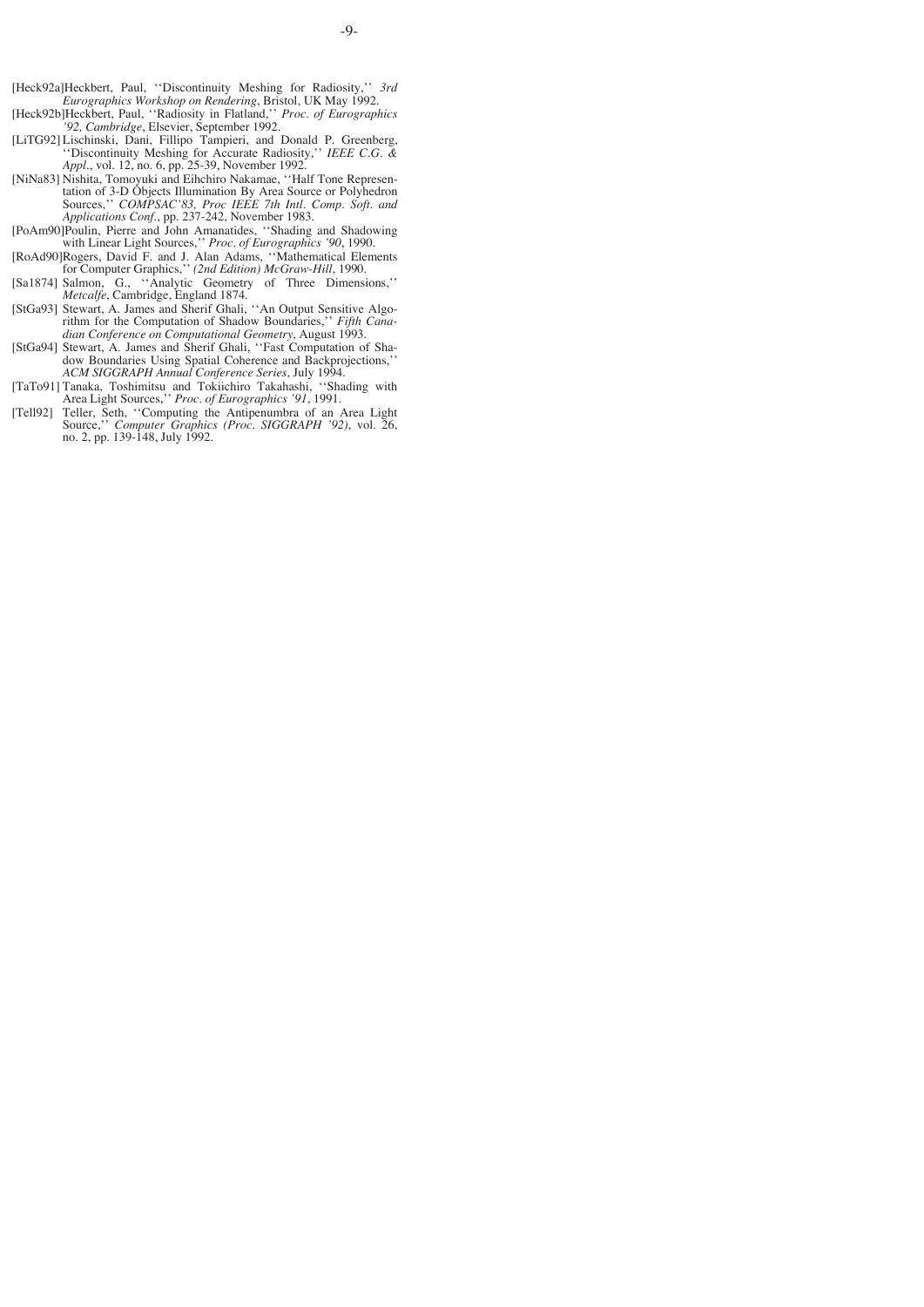[Heck92a]Heckbert, Paul, ''Discontinuity Meshing for Radiosity,'' *3rd Eurographics Workshop on Rendering*, Bristol, UK May 1992.

[Heck92b]Heckbert, Paul, ''Radiosity in Flatland,'' *Proc. of Eurographics '92, Cambridge*, Elsevier, September 1992.

[LiTG92] Lischinski, Dani, Fillipo Tampieri, and Donald P. Greenberg, ''Discontinuity Meshing for Accurate Radiosity,'' *IEEE C.G. & Appl.*, vol. 12, no. 6, pp. 25-39, November 1992.

[NiNa83] Nishita, Tomoyuki and Eihchiro Nakamae, ''Half Tone Representation of 3-D Objects Illumination By Area Source or Polyhedron Sources,'' *COMPSAC'83, Proc IEEE 7th Intl. Comp. Soft. and Applications Conf.*, pp. 237-242, November 1983.

[PoAm90]Poulin, Pierre and John Amanatides, ''Shading and Shadowing with Linear Light Sources,'' *Proc. of Eurographics '90*, 1990.

[RoAd90]Rogers, David F. and J. Alan Adams, ''Mathematical Elements for Computer Graphics,'' *(2nd Edition) McGraw-Hill*, 1990.

[Sa1874] Salmon, G., ''Analytic Geometry of Three Dimensions,'' *Metcalfe*, Cambridge, England 1874.

[StGa93] Stewart, A. James and Sherif Ghali, ''An Output Sensitive Algorithm for the Computation of Shadow Boundaries,'' *Fifth Canadian Conference on Computational Geometry*, August 1993.

[StGa94] Stewart, A. James and Sherif Ghali, ''Fast Computation of Shadow Boundaries Using Spatial Coherence and Backprojections,'' *ACM SIGGRAPH Annual Conference Series*, July 1994.

[TaTo91] Tanaka, Toshimitsu and Tokiichiro Takahashi, ''Shading with Area Light Sources,'' *Proc. of Eurographics '91*, 1991.

[Tell92] Teller, Seth, ''Computing the Antipenumbra of an Area Light Source,'' *Computer Graphics (Proc. SIGGRAPH '92)*, vol. 26, no. 2, pp. 139-148, July 1992.